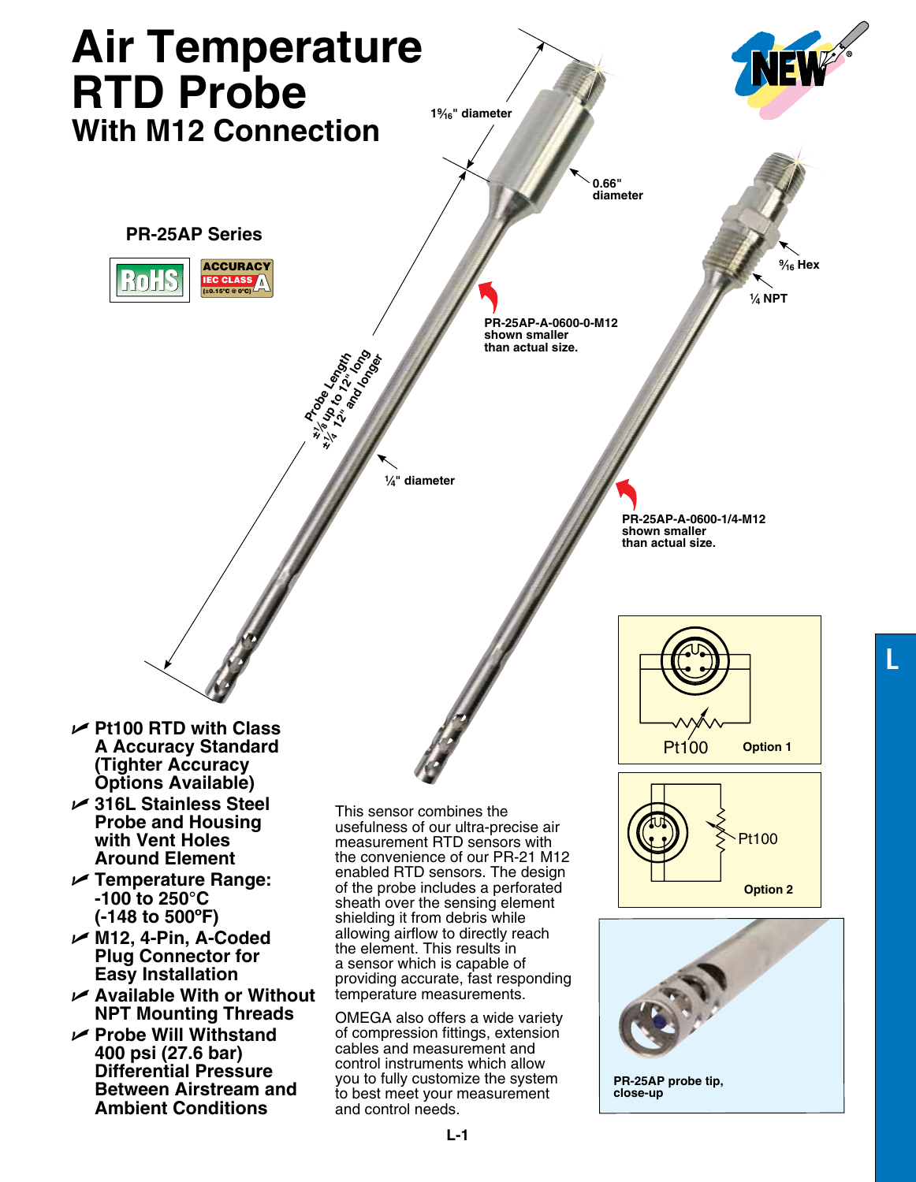# Air Temperature RTD Probe
## With M12 Connection

### PR-25AP Series

RoHS

ACCURACY IEC CLASS A (±0.15°C @ 0°C)

1⁹⁄₁₆" diameter

0.66" diameter

⁹⁄₁₆ Hex

¼ NPT

PR-25AP-A-0600-0-M12 shown smaller than actual size.

Probe Length ±⅛ up to 12" long ±¼ 12" and longer

¼" diameter

PR-25AP-A-0600-1/4-M12 shown smaller than actual size.

Pt100 Option 1

Pt100 Option 2

- Pt100 RTD with Class A Accuracy Standard (Tighter Accuracy Options Available)
- 316L Stainless Steel Probe and Housing with Vent Holes Around Element
- Temperature Range: -100 to 250°C (-148 to 500°F)
- M12, 4-Pin, A-Coded Plug Connector for Easy Installation
- Available With or Without NPT Mounting Threads
- Probe Will Withstand 400 psi (27.6 bar) Differential Pressure Between Airstream and Ambient Conditions

This sensor combines the usefulness of our ultra-precise air measurement RTD sensors with the convenience of our PR-21 M12 enabled RTD sensors. The design of the probe includes a perforated sheath over the sensing element shielding it from debris while allowing airflow to directly reach the element. This results in a sensor which is capable of providing accurate, fast responding temperature measurements.

OMEGA also offers a wide variety of compression fittings, extension cables and measurement and control instruments which allow you to fully customize the system to best meet your measurement and control needs.

PR-25AP probe tip, close-up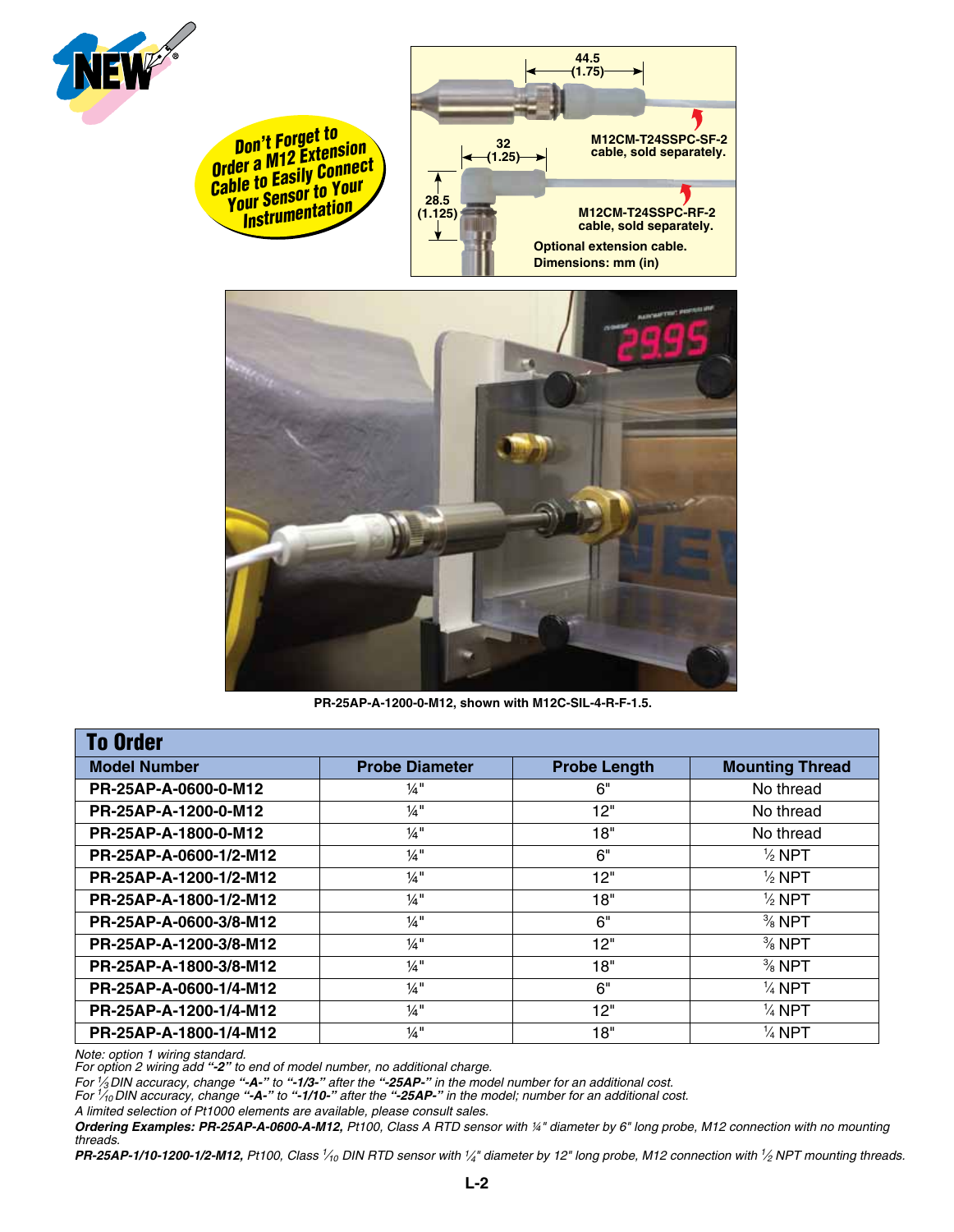Don't Forget to Order a M12 Extension Cable to Easily Connect Your Sensor to Your Instrumentation

44.5 (1.75)

M12CM-T24SSPC-SF-2 cable, sold separately.

32 (1.25)

28.5 (1.125)

M12CM-T24SSPC-RF-2 cable, sold separately.

Optional extension cable.
Dimensions: mm (in)

PR-25AP-A-1200-0-M12, shown with M12C-SIL-4-R-F-1.5.

## To Order

| Model Number | Probe Diameter | Probe Length | Mounting Thread |
|---|---|---|---|
| PR-25AP-A-0600-0-M12 | ¼" | 6" | No thread |
| PR-25AP-A-1200-0-M12 | ¼" | 12" | No thread |
| PR-25AP-A-1800-0-M12 | ¼" | 18" | No thread |
| PR-25AP-A-0600-1/2-M12 | ¼" | 6" | ½ NPT |
| PR-25AP-A-1200-1/2-M12 | ¼" | 12" | ½ NPT |
| PR-25AP-A-1800-1/2-M12 | ¼" | 18" | ½ NPT |
| PR-25AP-A-0600-3/8-M12 | ¼" | 6" | ⅜ NPT |
| PR-25AP-A-1200-3/8-M12 | ¼" | 12" | ⅜ NPT |
| PR-25AP-A-1800-3/8-M12 | ¼" | 18" | ⅜ NPT |
| PR-25AP-A-0600-1/4-M12 | ¼" | 6" | ¼ NPT |
| PR-25AP-A-1200-1/4-M12 | ¼" | 12" | ¼ NPT |
| PR-25AP-A-1800-1/4-M12 | ¼" | 18" | ¼ NPT |

*Note: option 1 wiring standard.*
*For option 2 wiring add **"-2"** to end of model number, no additional charge.*
*For ⅓ DIN accuracy, change **"-A-"** to **"-1/3-"** after the **"-25AP-"** in the model number for an additional cost.*
*For 1/10 DIN accuracy, change **"-A-"** to **"-1/10-"** after the **"-25AP-"** in the model; number for an additional cost.*
*A limited selection of Pt1000 elements are available, please consult sales.*
***Ordering Examples: PR-25AP-A-0600-A-M12,** Pt100, Class A RTD sensor with ¼" diameter by 6" long probe, M12 connection with no mounting threads.*
***PR-25AP-1/10-1200-1/2-M12,** Pt100, Class 1/10 DIN RTD sensor with ¼" diameter by 12" long probe, M12 connection with ½ NPT mounting threads.*